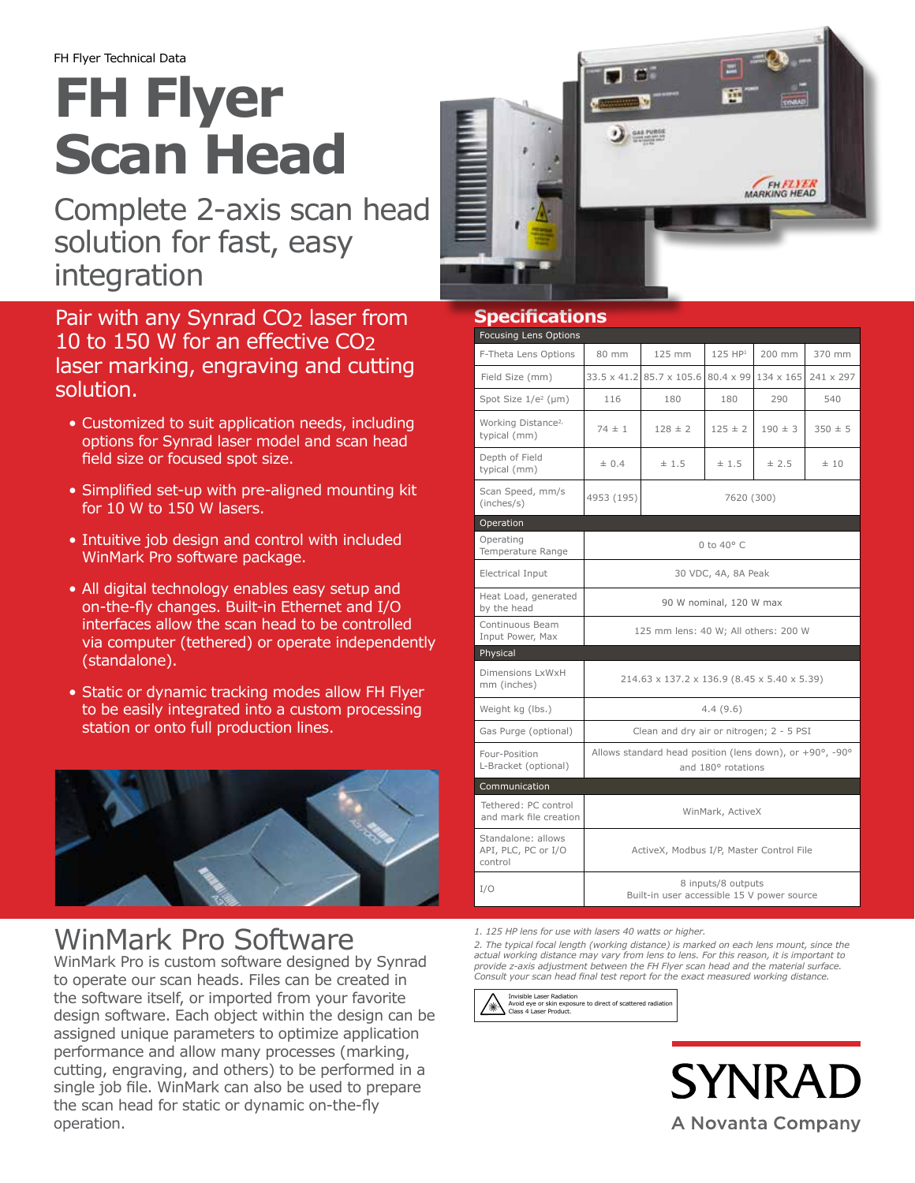FH Flyer Technical Data

# FH Flyer Scan Head

## Complete 2-axis scan head solution for fast, easy integration

Pair with any Synrad $CO_2$ laser from 10 to 150 W for an effective $CO_2$ laser marking, engraving and cutting solution.

- Customized to suit application needs, including options for Synrad laser model and scan head field size or focused spot size.
- Simplified set-up with pre-aligned mounting kit for 10 W to 150 W lasers.
- Intuitive job design and control with included WinMark Pro software package.
- All digital technology enables easy setup and on-the-fly changes. Built-in Ethernet and I/O interfaces allow the scan head to be controlled via computer (tethered) or operate independently (standalone).
- Static or dynamic tracking modes allow FH Flyer to be easily integrated into a custom processing station or onto full production lines.

## Specifications

| Focusing Lens Options | | | | | |
|---|---|---|---|---|---|
| F-Theta Lens Options | 80 mm | 125 mm | 125 HP[1] | 200 mm | 370 mm |
| Field Size (mm) | 33.5 x 41.2 | 85.7 x 105.6 | 80.4 x 99 | 134 x 165 | 241 x 297 |
| Spot Size 1/e² (µm) | 116 | 180 | 180 | 290 | 540 |
| Working Distance[2], typical (mm) | 74 ± 1 | 128 ± 2 | 125 ± 2 | 190 ± 3 | 350 ± 5 |
| Depth of Field typical (mm) | ± 0.4 | ± 1.5 | ± 1.5 | ± 2.5 | ± 10 |
| Scan Speed, mm/s (inches/s) | 4953 (195) | 7620 (300) | | | |
| **Operation** | | | | | |
| Operating Temperature Range | 0 to 40° C | | | | |
| Electrical Input | 30 VDC, 4A, 8A Peak | | | | |
| Heat Load, generated by the head | 90 W nominal, 120 W max | | | | |
| Continuous Beam Input Power, Max | 125 mm lens: 40 W; All others: 200 W | | | | |
| **Physical** | | | | | |
| Dimensions LxWxH mm (inches) | 214.63 x 137.2 x 136.9 (8.45 x 5.40 x 5.39) | | | | |
| Weight kg (lbs.) | 4.4 (9.6) | | | | |
| Gas Purge (optional) | Clean and dry air or nitrogen; 2 - 5 PSI | | | | |
| Four-Position L-Bracket (optional) | Allows standard head position (lens down), or +90°, -90° and 180° rotations | | | | |
| **Communication** | | | | | |
| Tethered: PC control and mark file creation | WinMark, ActiveX | | | | |
| Standalone: allows API, PLC, PC or I/O control | ActiveX, Modbus I/P, Master Control File | | | | |
| I/O | 8 inputs/8 outputs<br>Built-in user accessible 15 V power source | | | | |

*1. 125 HP lens for use with lasers 40 watts or higher.*

*2. The typical focal length (working distance) is marked on each lens mount, since the actual working distance may vary from lens to lens. For this reason, it is important to provide z-axis adjustment between the FH Flyer scan head and the material surface. Consult your scan head final test report for the exact measured working distance.*

Invisible Laser Radiation
Avoid eye or skin exposure to direct of scattered radiation
Class 4 Laser Product.

## WinMark Pro Software

WinMark Pro is custom software designed by Synrad to operate our scan heads. Files can be created in the software itself, or imported from your favorite design software. Each object within the design can be assigned unique parameters to optimize application performance and allow many processes (marking, cutting, engraving, and others) to be performed in a single job file. WinMark can also be used to prepare the scan head for static or dynamic on-the-fly operation.

SYNRAD
A Novanta Company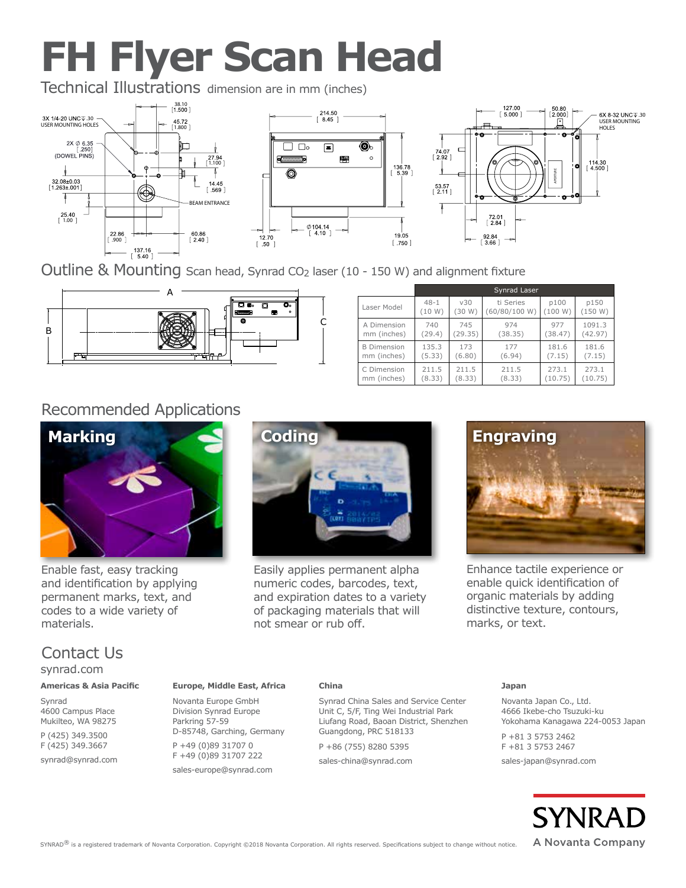# FH Flyer Scan Head

## Technical Illustrations dimension are in mm (inches)

3X 1/4-20 UNC ⊽ .30 USER MOUNTING HOLES

2X ∅ 6.35 [.250] (DOWEL PINS)

38.10 [1.500]

45.72 [1.800]

27.94 [1.100]

14.45 [.569]

BEAM ENTRANCE

32.08±0.03 [1.263±.001]

25.40 [1.00]

22.86 [.900]

60.86 [2.40]

137.16 [5.40]

214.50 [8.45]

136.78 [5.39]

∅104.14 [4.10]

12.70 [.50]

19.05 [.750]

127.00 [5.000]

50.80 [2.000]

6X 8-32 UNC ⊽ .30 USER MOUNTING HOLES

74.07 [2.92]

53.57 [2.11]

114.30 [4.500]

72.01 [2.84]

92.84 [3.66]

APERTURE

## Outline & Mounting Scan head, Synrad $CO_2$ laser (10 - 150 W) and alignment fixture

A

B

C

| | Synrad Laser | | | | |
|---|---|---|---|---|---|
| Laser Model | 48-1 (10 W) | v30 (30 W) | ti Series (60/80/100 W) | p100 (100 W) | p150 (150 W) |
| A Dimension mm (inches) | 740 (29.4) | 745 (29.35) | 974 (38.35) | 977 (38.47) | 1091.3 (42.97) |
| B Dimension mm (inches) | 135.3 (5.33) | 173 (6.80) | 177 (6.94) | 181.6 (7.15) | 181.6 (7.15) |
| C Dimension mm (inches) | 211.5 (8.33) | 211.5 (8.33) | 211.5 (8.33) | 273.1 (10.75) | 273.1 (10.75) |

## Recommended Applications

### Marking

Enable fast, easy tracking and identification by applying permanent marks, text, and codes to a wide variety of materials.

### Coding

Easily applies permanent alpha numeric codes, barcodes, text, and expiration dates to a variety of packaging materials that will not smear or rub off.

### Engraving

Enhance tactile experience or enable quick identification of organic materials by adding distinctive texture, contours, marks, or text.

## Contact Us

synrad.com

**Americas & Asia Pacific**

Synrad
4600 Campus Place
Mukilteo, WA 98275

P (425) 349.3500
F (425) 349.3667

synrad@synrad.com

**Europe, Middle East, Africa**

Novanta Europe GmbH
Division Synrad Europe
Parkring 57-59
D-85748, Garching, Germany

P +49 (0)89 31707 0
F +49 (0)89 31707 222

sales-europe@synrad.com

**China**

Synrad China Sales and Service Center
Unit C, 5/F, Ting Wei Industrial Park
Liufang Road, Baoan District, Shenzhen
Guangdong, PRC 518133

P +86 (755) 8280 5395

sales-china@synrad.com

**Japan**

Novanta Japan Co., Ltd.
4666 Ikebe-cho Tsuzuki-ku
Yokohama Kanagawa 224-0053 Japan

P +81 3 5753 2462
F +81 3 5753 2467

sales-japan@synrad.com

SYNRAD
A Novanta Company

SYNRAD® is a registered trademark of Novanta Corporation. Copyright ©2018 Novanta Corporation. All rights reserved. Specifications subject to change without notice.